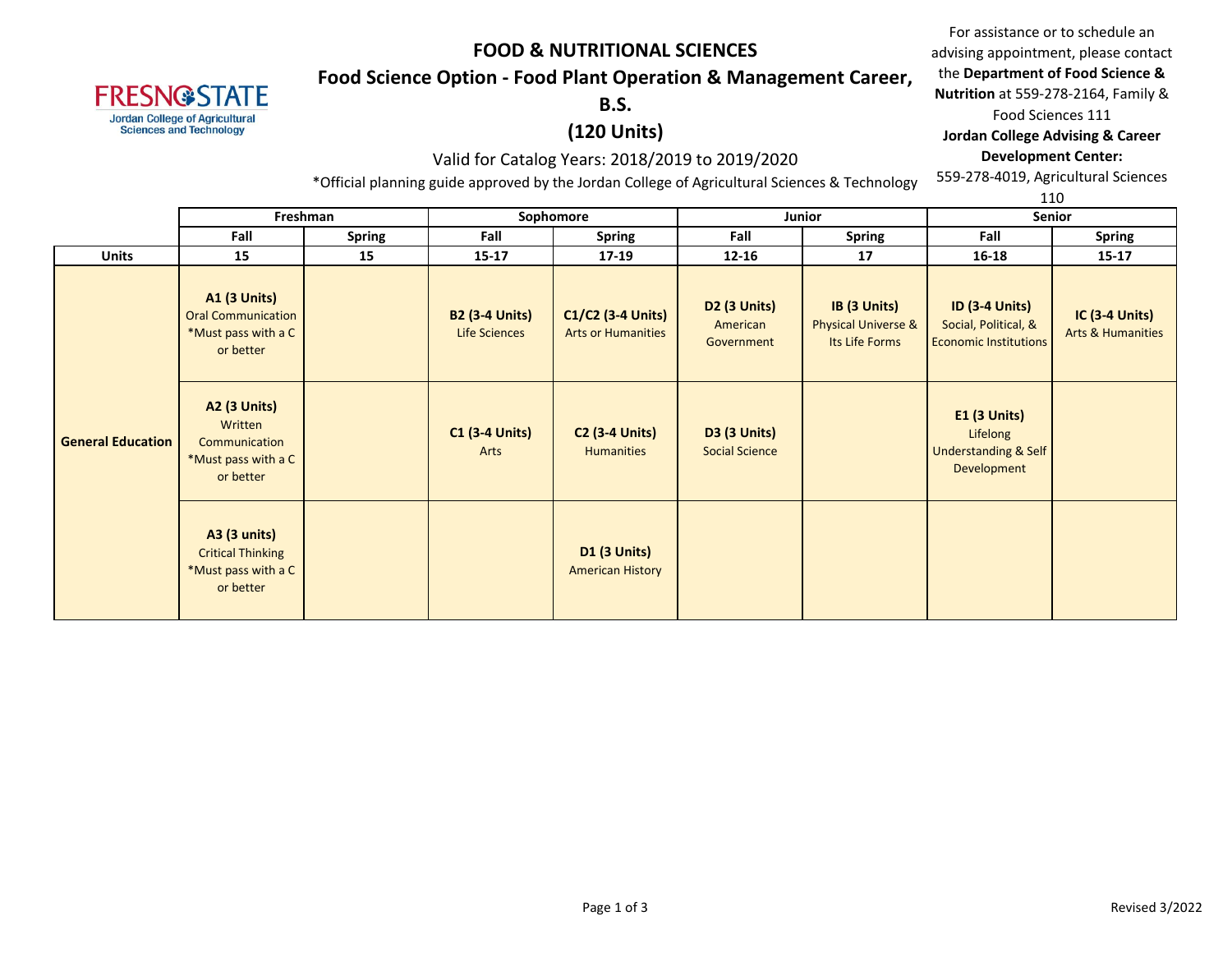# FOOD & NUTRITIONAL SCIENCES

## Food Science Option - Food Plant Operation & Management Career, B.S.

## (120 Units)

Valid for Catalog Years: 2018/2019 to 2019/2020

*Official planning guide approved by the Jordan College of Agricultural Sciences & Technology

For assistance or to schedule an advising appointment, please contact the **Department of Food Science & Nutrition** at 559-278-2164, Family & Food Sciences 111

**Jordan College Advising & Career Development Center:**
559-278-4019, Agricultural Sciences 110

| | Freshman | | Sophomore | | Junior | | Senior | |
|---|---|---|---|---|---|---|---|---|
| | Fall | Spring | Fall | Spring | Fall | Spring | Fall | Spring |
| **Units** | 15 | 15 | 15-17 | 17-19 | 12-16 | 17 | 16-18 | 15-17 |
| **General Education** | **A1 (3 Units)** Oral Communication *Must pass with a C or better | | **B2 (3-4 Units)** Life Sciences | **C1/C2 (3-4 Units)** Arts or Humanities | **D2 (3 Units)** American Government | **IB (3 Units)** Physical Universe & Its Life Forms | **ID (3-4 Units)** Social, Political, & Economic Institutions | **IC (3-4 Units)** Arts & Humanities |
| | **A2 (3 Units)** Written Communication *Must pass with a C or better | | **C1 (3-4 Units)** Arts | **C2 (3-4 Units)** Humanities | **D3 (3 Units)** Social Science | | **E1 (3 Units)** Lifelong Understanding & Self Development | |
| | **A3 (3 units)** Critical Thinking *Must pass with a C or better | | | **D1 (3 Units)** American History | | | | |

Revised 3/2022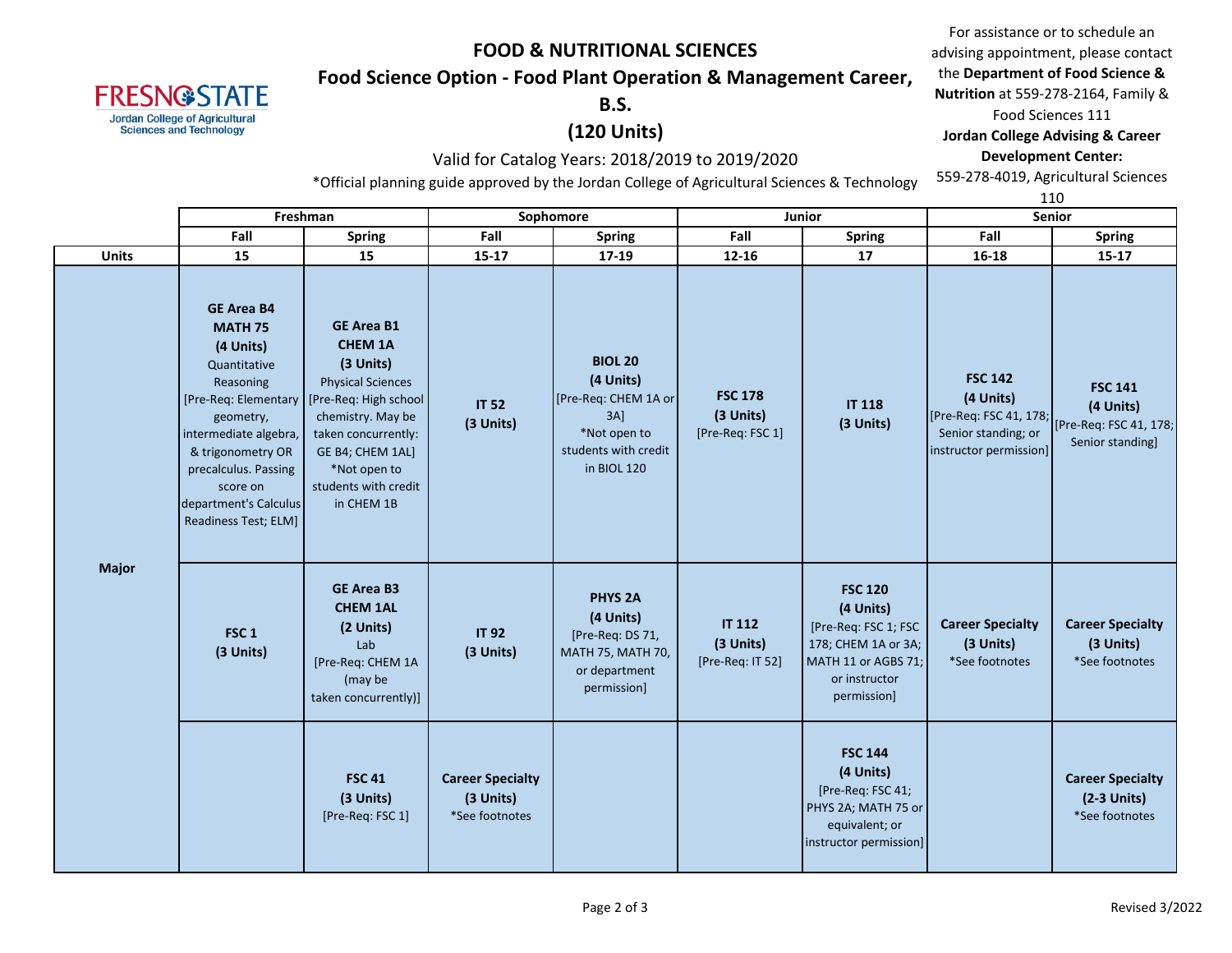# FOOD & NUTRITIONAL SCIENCES

## Food Science Option - Food Plant Operation & Management Career, B.S.

## (120 Units)

Valid for Catalog Years: 2018/2019 to 2019/2020

*Official planning guide approved by the Jordan College of Agricultural Sciences & Technology

For assistance or to schedule an advising appointment, please contact the **Department of Food Science & Nutrition** at 559-278-2164, Family & Food Sciences 111

**Jordan College Advising & Career Development Center:** 559-278-4019, Agricultural Sciences 110

| | Freshman | | Sophomore | | Junior | | Senior | |
|---|---|---|---|---|---|---|---|---|
| | Fall | Spring | Fall | Spring | Fall | Spring | Fall | Spring |
| **Units** | 15 | 15 | 15-17 | 17-19 | 12-16 | 17 | 16-18 | 15-17 |
| **Major** | **GE Area B4 MATH 75 (4 Units)** Quantitative Reasoning [Pre-Req: Elementary geometry, intermediate algebra, & trigonometry OR precalculus. Passing score on department's Calculus Readiness Test; ELM] | **GE Area B1 CHEM 1A (3 Units)** Physical Sciences [Pre-Req: High school chemistry. May be taken concurrently: GE B4; CHEM 1AL] *Not open to students with credit in CHEM 1B | **IT 52 (3 Units)** | **BIOL 20 (4 Units)** [Pre-Req: CHEM 1A or 3A] *Not open to students with credit in BIOL 120 | **FSC 178 (3 Units)** [Pre-Req: FSC 1] | **IT 118 (3 Units)** | **FSC 142 (4 Units)** [Pre-Req: FSC 41, 178; Senior standing; or instructor permission] | **FSC 141 (4 Units)** [Pre-Req: FSC 41, 178; Senior standing] |
| | **FSC 1 (3 Units)** | **GE Area B3 CHEM 1AL (2 Units)** Lab [Pre-Req: CHEM 1A (may be taken concurrently)] | **IT 92 (3 Units)** | **PHYS 2A (4 Units)** [Pre-Req: DS 71, MATH 75, MATH 70, or department permission] | **IT 112 (3 Units)** [Pre-Req: IT 52] | **FSC 120 (4 Units)** [Pre-Req: FSC 1; FSC 178; CHEM 1A or 3A; MATH 11 or AGBS 71; or instructor permission] | **Career Specialty (3 Units)** *See footnotes | **Career Specialty (3 Units)** *See footnotes |
| | | **FSC 41 (3 Units)** [Pre-Req: FSC 1] | **Career Specialty (3 Units)** *See footnotes | | | **FSC 144 (4 Units)** [Pre-Req: FSC 41; PHYS 2A; MATH 75 or equivalent; or instructor permission] | | **Career Specialty (2-3 Units)** *See footnotes |

Revised 3/2022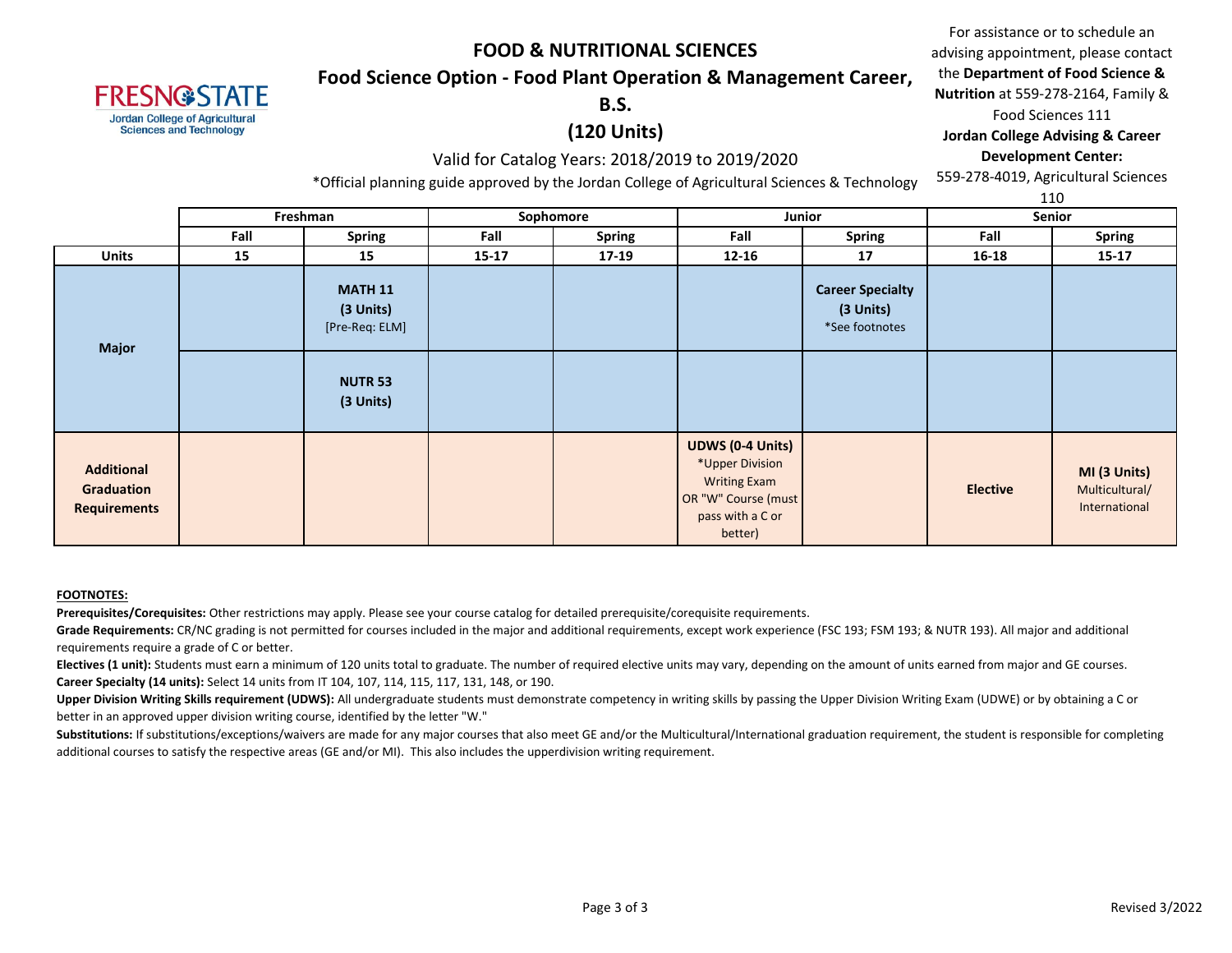# FOOD & NUTRITIONAL SCIENCES

## Food Science Option - Food Plant Operation & Management Career, B.S.

## (120 Units)

Valid for Catalog Years: 2018/2019 to 2019/2020

*Official planning guide approved by the Jordan College of Agricultural Sciences & Technology

For assistance or to schedule an advising appointment, please contact the **Department of Food Science & Nutrition** at 559-278-2164, Family & Food Sciences 111
**Jordan College Advising & Career Development Center:** 559-278-4019, Agricultural Sciences 110

| | Freshman | | Sophomore | | Junior | | Senior | |
|---|---|---|---|---|---|---|---|---|
| | Fall | Spring | Fall | Spring | Fall | Spring | Fall | Spring |
| **Units** | 15 | 15 | 15-17 | 17-19 | 12-16 | 17 | 16-18 | 15-17 |
| **Major** | | **MATH 11 (3 Units)** [Pre-Req: ELM] | | | | **Career Specialty (3 Units)** *See footnotes | | |
| | | **NUTR 53 (3 Units)** | | | | | | |
| **Additional Graduation Requirements** | | | | | **UDWS (0-4 Units)** *Upper Division Writing Exam OR "W" Course (must pass with a C or better) | | **Elective** | **MI (3 Units)** Multicultural/ International |

**FOOTNOTES:**

**Prerequisites/Corequisites:** Other restrictions may apply. Please see your course catalog for detailed prerequisite/corequisite requirements.

**Grade Requirements:** CR/NC grading is not permitted for courses included in the major and additional requirements, except work experience (FSC 193; FSM 193; & NUTR 193). All major and additional requirements require a grade of C or better.

**Electives (1 unit):** Students must earn a minimum of 120 units total to graduate. The number of required elective units may vary, depending on the amount of units earned from major and GE courses.

**Career Specialty (14 units):** Select 14 units from IT 104, 107, 114, 115, 117, 131, 148, or 190.

**Upper Division Writing Skills requirement (UDWS):** All undergraduate students must demonstrate competency in writing skills by passing the Upper Division Writing Exam (UDWE) or by obtaining a C or better in an approved upper division writing course, identified by the letter "W."

**Substitutions:** If substitutions/exceptions/waivers are made for any major courses that also meet GE and/or the Multicultural/International graduation requirement, the student is responsible for completing additional courses to satisfy the respective areas (GE and/or MI). This also includes the upperdivision writing requirement.

Revised 3/2022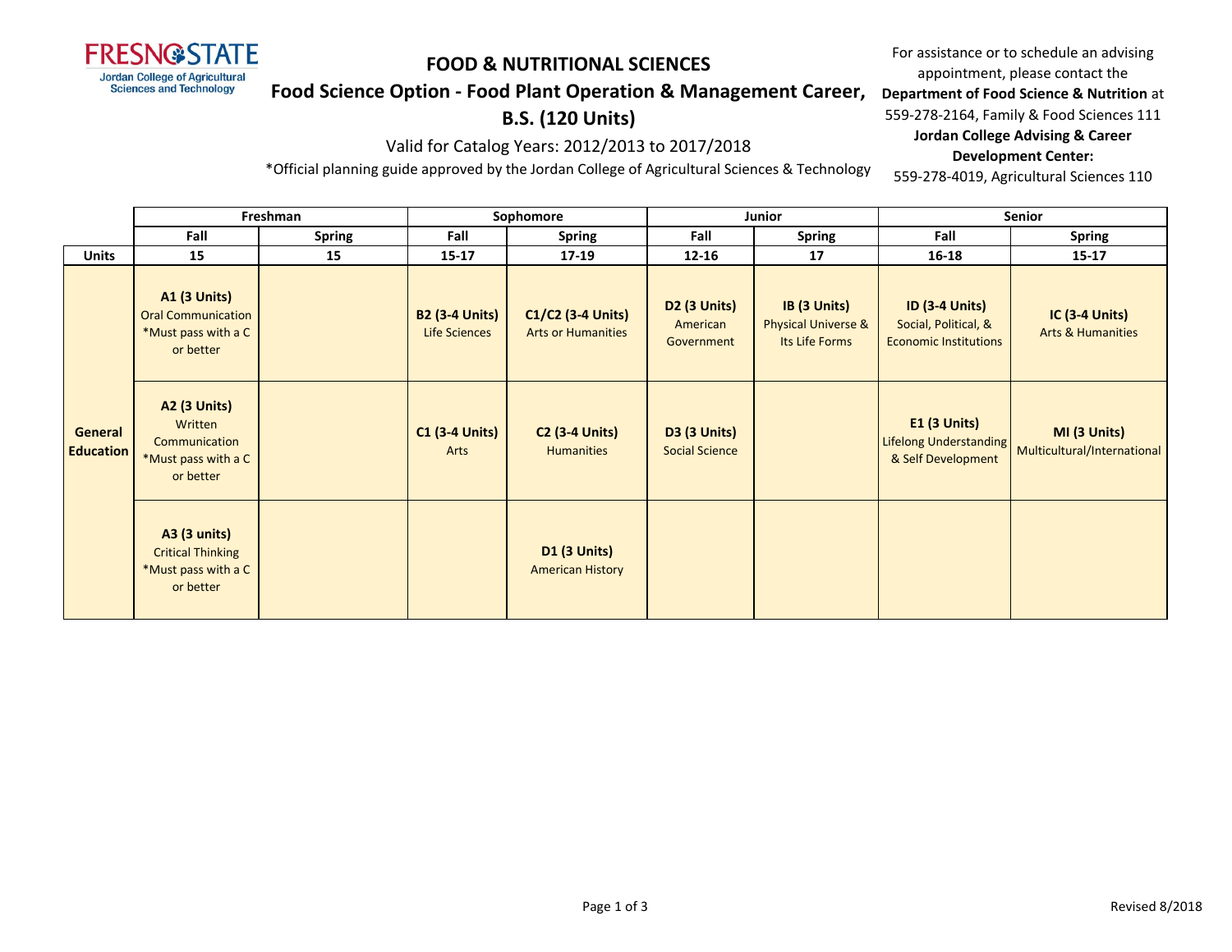FRESNO STATE
Jordan College of Agricultural Sciences and Technology

# FOOD & NUTRITIONAL SCIENCES

## Food Science Option - Food Plant Operation & Management Career, B.S. (120 Units)

Valid for Catalog Years: 2012/2013 to 2017/2018

*Official planning guide approved by the Jordan College of Agricultural Sciences & Technology

For assistance or to schedule an advising appointment, please contact the **Department of Food Science & Nutrition** at 559-278-2164, Family & Food Sciences 111
**Jordan College Advising & Career Development Center:**
559-278-4019, Agricultural Sciences 110

| | Freshman | | Sophomore | | Junior | | Senior | |
|---|---|---|---|---|---|---|---|---|
| | Fall | Spring | Fall | Spring | Fall | Spring | Fall | Spring |
| **Units** | 15 | 15 | 15-17 | 17-19 | 12-16 | 17 | 16-18 | 15-17 |
| **General Education** | **A1 (3 Units)** Oral Communication *Must pass with a C or better | | **B2 (3-4 Units)** Life Sciences | **C1/C2 (3-4 Units)** Arts or Humanities | **D2 (3 Units)** American Government | **IB (3 Units)** Physical Universe & Its Life Forms | **ID (3-4 Units)** Social, Political, & Economic Institutions | **IC (3-4 Units)** Arts & Humanities |
| | **A2 (3 Units)** Written Communication *Must pass with a C or better | | **C1 (3-4 Units)** Arts | **C2 (3-4 Units)** Humanities | **D3 (3 Units)** Social Science | | **E1 (3 Units)** Lifelong Understanding & Self Development | **MI (3 Units)** Multicultural/International |
| | **A3 (3 units)** Critical Thinking *Must pass with a C or better | | | **D1 (3 Units)** American History | | | | |

Revised 8/2018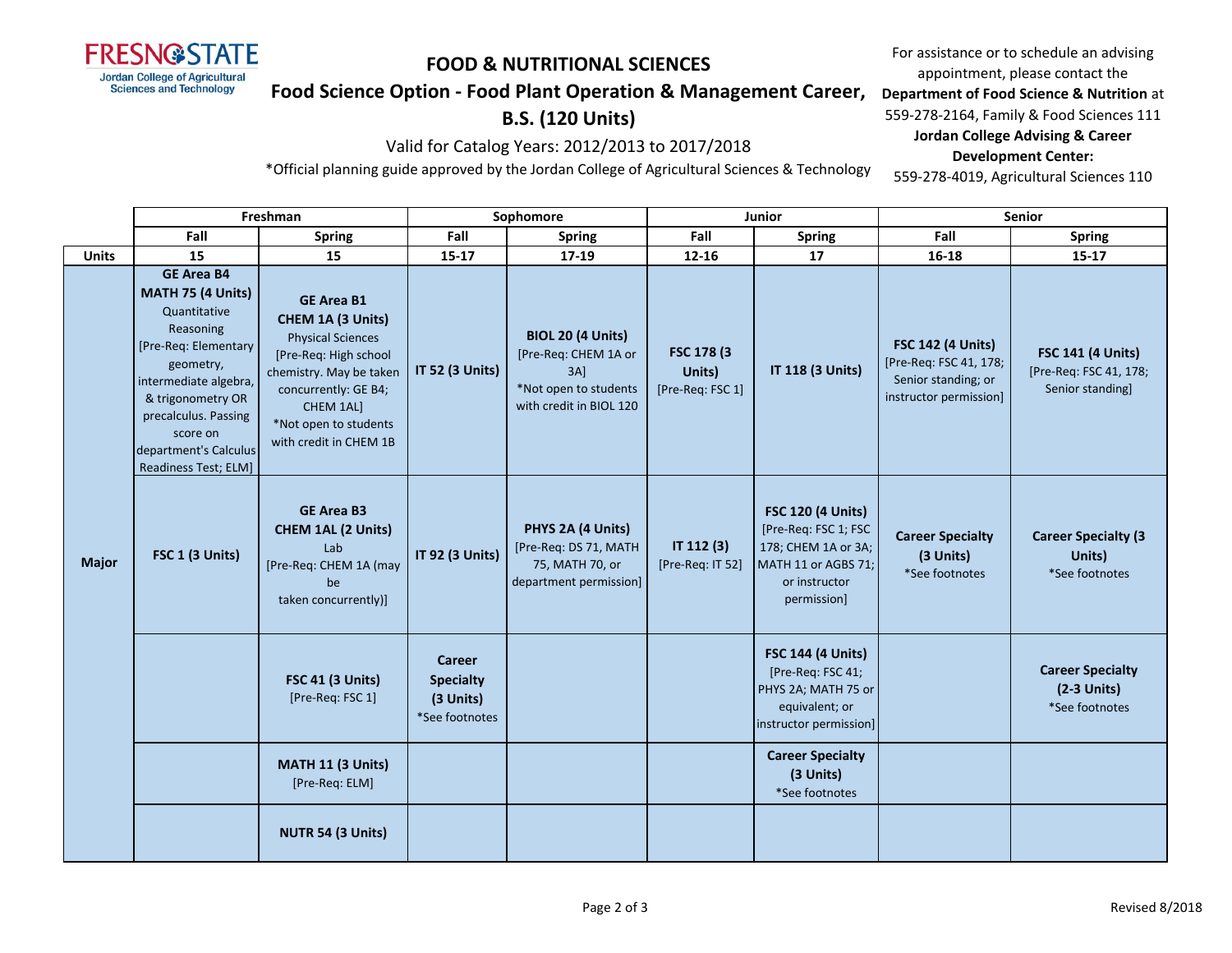# FOOD & NUTRITIONAL SCIENCES

## Food Science Option - Food Plant Operation & Management Career, B.S. (120 Units)

Valid for Catalog Years: 2012/2013 to 2017/2018

*Official planning guide approved by the Jordan College of Agricultural Sciences & Technology

For assistance or to schedule an advising appointment, please contact the **Department of Food Science & Nutrition** at 559-278-2164, Family & Food Sciences 111

**Jordan College Advising & Career Development Center:**
559-278-4019, Agricultural Sciences 110

| | Freshman | | Sophomore | | Junior | | Senior | |
|---|---|---|---|---|---|---|---|---|
| | **Fall** | **Spring** | **Fall** | **Spring** | **Fall** | **Spring** | **Fall** | **Spring** |
| **Units** | **15** | **15** | **15-17** | **17-19** | **12-16** | **17** | **16-18** | **15-17** |
| **Major** | **GE Area B4 MATH 75 (4 Units)** Quantitative Reasoning [Pre-Req: Elementary geometry, intermediate algebra, & trigonometry OR precalculus. Passing score on department's Calculus Readiness Test; ELM] | **GE Area B1 CHEM 1A (3 Units)** Physical Sciences [Pre-Req: High school chemistry. May be taken concurrently: GE B4; CHEM 1AL] *Not open to students with credit in CHEM 1B | **IT 52 (3 Units)** | **BIOL 20 (4 Units)** [Pre-Req: CHEM 1A or 3A] *Not open to students with credit in BIOL 120 | **FSC 178 (3 Units)** [Pre-Req: FSC 1] | **IT 118 (3 Units)** | **FSC 142 (4 Units)** [Pre-Req: FSC 41, 178; Senior standing; or instructor permission] | **FSC 141 (4 Units)** [Pre-Req: FSC 41, 178; Senior standing] |
| | **FSC 1 (3 Units)** | **GE Area B3 CHEM 1AL (2 Units)** Lab [Pre-Req: CHEM 1A (may be taken concurrently)] | **IT 92 (3 Units)** | **PHYS 2A (4 Units)** [Pre-Req: DS 71, MATH 75, MATH 70, or department permission] | **IT 112 (3)** [Pre-Req: IT 52] | **FSC 120 (4 Units)** [Pre-Req: FSC 1; FSC 178; CHEM 1A or 3A; MATH 11 or AGBS 71; or instructor permission] | **Career Specialty (3 Units)** *See footnotes | **Career Specialty (3 Units)** *See footnotes |
| | | **FSC 41 (3 Units)** [Pre-Req: FSC 1] | **Career Specialty (3 Units)** *See footnotes | | | **FSC 144 (4 Units)** [Pre-Req: FSC 41; PHYS 2A; MATH 75 or equivalent; or instructor permission] | | **Career Specialty (2-3 Units)** *See footnotes |
| | | **MATH 11 (3 Units)** [Pre-Req: ELM] | | | | **Career Specialty (3 Units)** *See footnotes | | |
| | | **NUTR 54 (3 Units)** | | | | | | |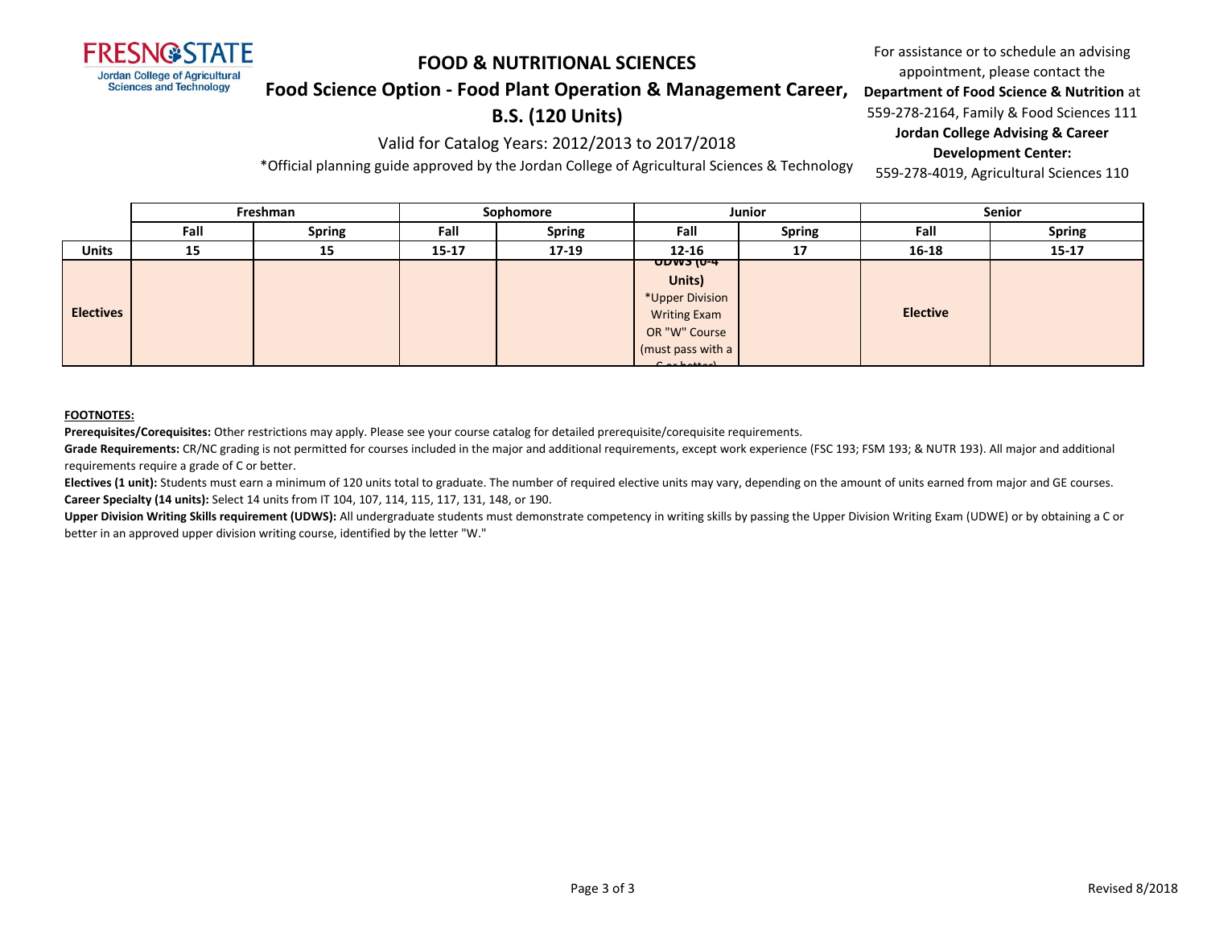# FOOD & NUTRITIONAL SCIENCES

## Food Science Option - Food Plant Operation & Management Career, B.S. (120 Units)

Valid for Catalog Years: 2012/2013 to 2017/2018

*Official planning guide approved by the Jordan College of Agricultural Sciences & Technology

For assistance or to schedule an advising appointment, please contact the **Department of Food Science & Nutrition** at 559-278-2164, Family & Food Sciences 111

**Jordan College Advising & Career Development Center:**
559-278-4019, Agricultural Sciences 110

| | Freshman | | Sophomore | | Junior | | Senior | |
|---|---|---|---|---|---|---|---|---|
| | **Fall** | **Spring** | **Fall** | **Spring** | **Fall** | **Spring** | **Fall** | **Spring** |
| **Units** | 15 | 15 | 15-17 | 17-19 | 12-16 | 17 | 16-18 | 15-17 |
| **Electives** | | | | | **UDWS (0-4 Units)** *Upper Division Writing Exam OR "W" Course (must pass with a C or better) | | **Elective** | |

**FOOTNOTES:**

**Prerequisites/Corequisites:** Other restrictions may apply. Please see your course catalog for detailed prerequisite/corequisite requirements.

**Grade Requirements:** CR/NC grading is not permitted for courses included in the major and additional requirements, except work experience (FSC 193; FSM 193; & NUTR 193). All major and additional requirements require a grade of C or better.

**Electives (1 unit):** Students must earn a minimum of 120 units total to graduate. The number of required elective units may vary, depending on the amount of units earned from major and GE courses.

**Career Specialty (14 units):** Select 14 units from IT 104, 107, 114, 115, 117, 131, 148, or 190.

**Upper Division Writing Skills requirement (UDWS):** All undergraduate students must demonstrate competency in writing skills by passing the Upper Division Writing Exam (UDWE) or by obtaining a C or better in an approved upper division writing course, identified by the letter "W."

Revised 8/2018